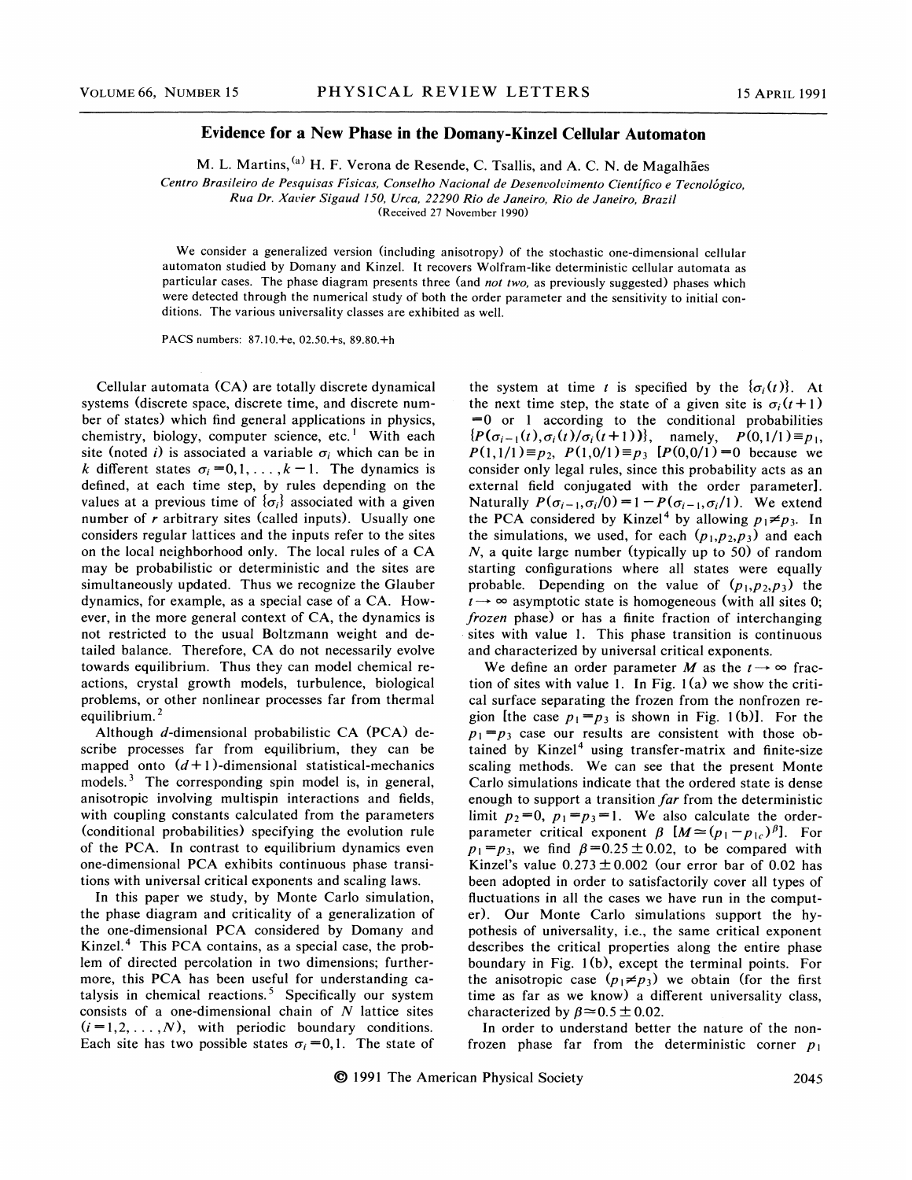# Evidence for a New Phase in the Domany-Kinzel Cellular Automaton

M. L. Martins,[a] H. F. Verona de Resende, C. Tsallis, and A. C. N. de Magalhães

*Centro Brasileiro de Pesquisas Físicas, Conselho Nacional de Desenvolvimento Científico e Tecnológico, Rua Dr. Xavier Sigaud 150, Urca, 22290 Rio de Janeiro, Rio de Janeiro, Brazil*

(Received 27 November 1990)

We consider a generalized version (including anisotropy) of the stochastic one-dimensional cellular automaton studied by Domany and Kinzel. It recovers Wolfram-like deterministic cellular automata as particular cases. The phase diagram presents three (and *not two*, as previously suggested) phases which were detected through the numerical study of both the order parameter and the sensitivity to initial conditions. The various universality classes are exhibited as well.

PACS numbers: 87.10.+e, 02.50.+s, 89.80.+h

Cellular automata (CA) are totally discrete dynamical systems (discrete space, discrete time, and discrete number of states) which find general applications in physics, chemistry, biology, computer science, etc.[1] With each site (noted $i$) is associated a variable $\sigma_i$ which can be in $k$ different states $\sigma_i = 0, 1, \ldots, k-1$. The dynamics is defined, at each time step, by rules depending on the values at a previous time of $\{\sigma_i\}$ associated with a given number of $r$ arbitrary sites (called inputs). Usually one considers regular lattices and the inputs refer to the sites on the local neighborhood only. The local rules of a CA may be probabilistic or deterministic and the sites are simultaneously updated. Thus we recognize the Glauber dynamics, for example, as a special case of a CA. However, in the more general context of CA, the dynamics is not restricted to the usual Boltzmann weight and detailed balance. Therefore, CA do not necessarily evolve towards equilibrium. Thus they can model chemical reactions, crystal growth models, turbulence, biological problems, or other nonlinear processes far from thermal equilibrium.[2]

Although $d$-dimensional probabilistic CA (PCA) describe processes far from equilibrium, they can be mapped onto $(d+1)$-dimensional statistical-mechanics models.[3] The corresponding spin model is, in general, anisotropic involving multispin interactions and fields, with coupling constants calculated from the parameters (conditional probabilities) specifying the evolution rule of the PCA. In contrast to equilibrium dynamics even one-dimensional PCA exhibits continuous phase transitions with universal critical exponents and scaling laws.

In this paper we study, by Monte Carlo simulation, the phase diagram and criticality of a generalization of the one-dimensional PCA considered by Domany and Kinzel.[4] This PCA contains, as a special case, the problem of directed percolation in two dimensions; furthermore, this PCA has been useful for understanding catalysis in chemical reactions.[5] Specifically our system consists of a one-dimensional chain of $N$ lattice sites $(i = 1, 2, \ldots, N)$, with periodic boundary conditions. Each site has two possible states $\sigma_i = 0, 1$. The state of the system at time $t$ is specified by the $\{\sigma_i(t)\}$. At the next time step, the state of a given site is $\sigma_i(t+1) = 0$ or 1 according to the conditional probabilities $\{P(\sigma_{i-1}(t), \sigma_i(t)/\sigma_i(t+1))\}$, namely, $P(0,1/1) \equiv p_1$, $P(1,1/1) \equiv p_2$, $P(1,0/1) \equiv p_3$ [$P(0,0/1) = 0$ because we consider only legal rules, since this probability acts as an external field conjugated with the order parameter]. Naturally $P(\sigma_{i-1}, \sigma_i/0) = 1 - P(\sigma_{i-1}, \sigma_i/1)$. We extend the PCA considered by Kinzel[4] by allowing $p_1 \neq p_3$. In the simulations, we used, for each $(p_1, p_2, p_3)$ and each $N$, a quite large number (typically up to 50) of random starting configurations where all states were equally probable. Depending on the value of $(p_1, p_2, p_3)$ the $t \to \infty$ asymptotic state is homogeneous (with all sites 0; *frozen* phase) or has a finite fraction of interchanging sites with value 1. This phase transition is continuous and characterized by universal critical exponents.

We define an order parameter $M$ as the $t \to \infty$ fraction of sites with value 1. In Fig. 1(a) we show the critical surface separating the frozen from the nonfrozen region [the case $p_1 = p_3$ is shown in Fig. 1(b)]. For the $p_1 = p_3$ case our results are consistent with those obtained by Kinzel[4] using transfer-matrix and finite-size scaling methods. We can see that the present Monte Carlo simulations indicate that the ordered state is dense enough to support a transition *far* from the deterministic limit $p_2 = 0$, $p_1 = p_3 = 1$. We also calculate the order-parameter critical exponent $\beta$ [$M \simeq (p_1 - p_{1c})^\beta$]. For $p_1 = p_3$, we find $\beta = 0.25 \pm 0.02$, to be compared with Kinzel's value $0.273 \pm 0.002$ (our error bar of 0.02 has been adopted in order to satisfactorily cover all types of fluctuations in all the cases we have run in the computer). Our Monte Carlo simulations support the hypothesis of universality, i.e., the same critical exponent describes the critical properties along the entire phase boundary in Fig. 1(b), except the terminal points. For the anisotropic case ($p_1 \neq p_3$) we obtain (for the first time as far as we know) a different universality class, characterized by $\beta \simeq 0.5 \pm 0.02$.

In order to understand better the nature of the nonfrozen phase far from the deterministic corner $p_1$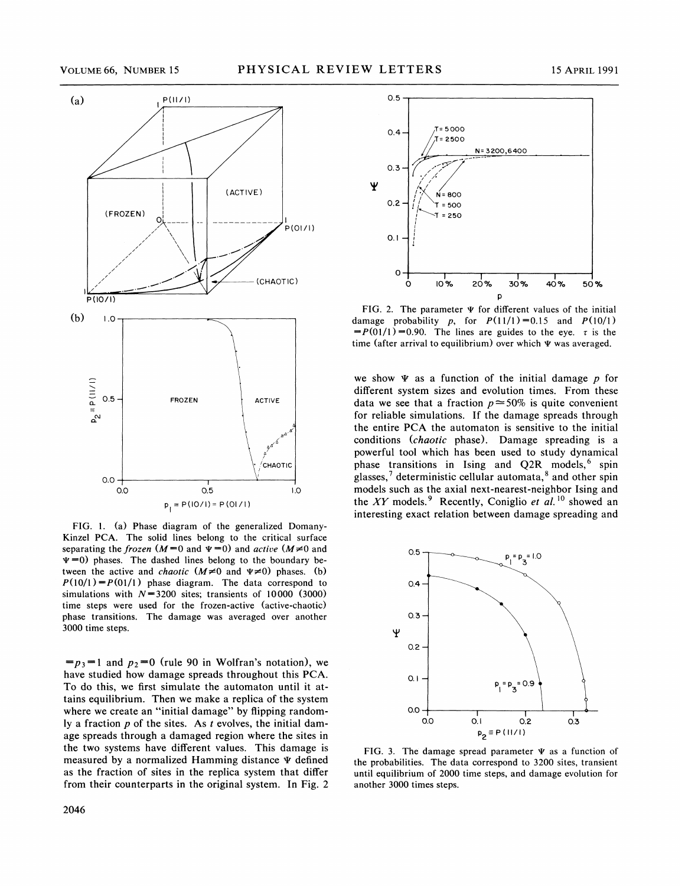FIG. 1. (a) Phase diagram of the generalized Domany-Kinzel PCA. The solid lines belong to the critical surface separating the *frozen* ($M=0$ and $\Psi=0$) and *active* ($M\neq 0$ and $\Psi=0$) phases. The dashed lines belong to the boundary between the active and *chaotic* ($M\neq 0$ and $\Psi\neq 0$) phases. (b) $P(10/1)=P(01/1)$ phase diagram. The data correspond to simulations with $N=3200$ sites; transients of 10000 (3000) time steps were used for the frozen-active (active-chaotic) phase transitions. The damage was averaged over another 3000 time steps.

$=p_3=1$ and $p_2=0$ (rule 90 in Wolfran's notation), we have studied how damage spreads throughout this PCA. To do this, we first simulate the automaton until it attains equilibrium. Then we make a replica of the system where we create an "initial damage" by flipping randomly a fraction $p$ of the sites. As $t$ evolves, the initial damage spreads through a damaged region where the sites in the two systems have different values. This damage is measured by a normalized Hamming distance $\Psi$ defined as the fraction of sites in the replica system that differ from their counterparts in the original system. In Fig. 2

FIG. 2. The parameter $\Psi$ for different values of the initial damage probability $p$, for $P(11/1)=0.15$ and $P(10/1)=P(01/1)=0.90$. The lines are guides to the eye. $\tau$ is the time (after arrival to equilibrium) over which $\Psi$ was averaged.

we show $\Psi$ as a function of the initial damage $p$ for different system sizes and evolution times. From these data we see that a fraction $p\simeq 50\%$ is quite convenient for reliable simulations. If the damage spreads through the entire PCA the automaton is sensitive to the initial conditions (*chaotic* phase). Damage spreading is a powerful tool which has been used to study dynamical phase transitions in Ising and Q2R models,[6] spin glasses,[7] deterministic cellular automata,[8] and other spin models such as the axial next-nearest-neighbor Ising and the *XY* models.[9] Recently, Coniglio *et al.*[10] showed an interesting exact relation between damage spreading and

FIG. 3. The damage spread parameter $\Psi$ as a function of the probabilities. The data correspond to 3200 sites, transient until equilibrium of 2000 time steps, and damage evolution for another 3000 times steps.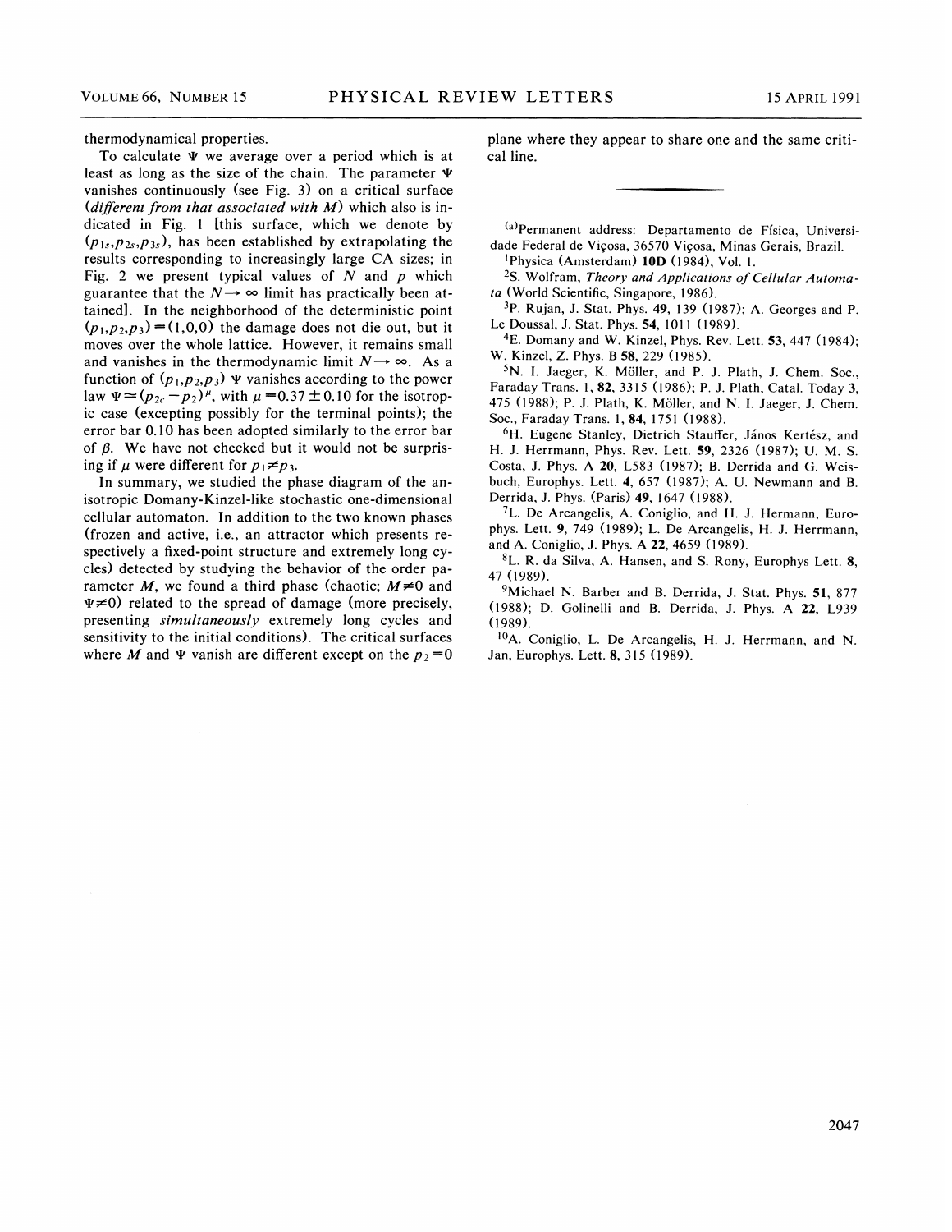thermodynamical properties.

To calculate $\Psi$ we average over a period which is at least as long as the size of the chain. The parameter $\Psi$ vanishes continuously (see Fig. 3) on a critical surface (*different from that associated with M*) which also is indicated in Fig. 1 [this surface, which we denote by $(p_{1s}, p_{2s}, p_{3s})$, has been established by extrapolating the results corresponding to increasingly large CA sizes; in Fig. 2 we present typical values of $N$ and $p$ which guarantee that the $N \to \infty$ limit has practically been attained]. In the neighborhood of the deterministic point $(p_1, p_2, p_3) = (1,0,0)$ the damage does not die out, but it moves over the whole lattice. However, it remains small and vanishes in the thermodynamic limit $N \to \infty$. As a function of $(p_1, p_2, p_3)$ $\Psi$ vanishes according to the power law $\Psi \simeq (p_{2c} - p_2)^{\mu}$, with $\mu = 0.37 \pm 0.10$ for the isotropic case (excepting possibly for the terminal points); the error bar 0.10 has been adopted similarly to the error bar of $\beta$. We have not checked but it would not be surprising if $\mu$ were different for $p_1 \neq p_3$.

In summary, we studied the phase diagram of the anisotropic Domany-Kinzel-like stochastic one-dimensional cellular automaton. In addition to the two known phases (frozen and active, i.e., an attractor which presents respectively a fixed-point structure and extremely long cycles) detected by studying the behavior of the order parameter $M$, we found a third phase (chaotic; $M \neq 0$ and $\Psi \neq 0$) related to the spread of damage (more precisely, presenting *simultaneously* extremely long cycles and sensitivity to the initial conditions). The critical surfaces where $M$ and $\Psi$ vanish are different except on the $p_2 = 0$ plane where they appear to share one and the same critical line.

---

[(a)]Permanent address: Departamento de Física, Universidade Federal de Viçosa, 36570 Viçosa, Minas Gerais, Brazil.

[1]Physica (Amsterdam) **10D** (1984), Vol. 1.

[2]S. Wolfram, *Theory and Applications of Cellular Automata* (World Scientific, Singapore, 1986).

[3]P. Rujan, J. Stat. Phys. **49**, 139 (1987); A. Georges and P. Le Doussal, J. Stat. Phys. **54**, 1011 (1989).

[4]E. Domany and W. Kinzel, Phys. Rev. Lett. **53**, 447 (1984); W. Kinzel, Z. Phys. B **58**, 229 (1985).

[5]N. I. Jaeger, K. Möller, and P. J. Plath, J. Chem. Soc., Faraday Trans. 1, **82**, 3315 (1986); P. J. Plath, Catal. Today **3**, 475 (1988); P. J. Plath, K. Möller, and N. I. Jaeger, J. Chem. Soc., Faraday Trans. 1, **84**, 1751 (1988).

[6]H. Eugene Stanley, Dietrich Stauffer, János Kertész, and H. J. Herrmann, Phys. Rev. Lett. **59**, 2326 (1987); U. M. S. Costa, J. Phys. A **20**, L583 (1987); B. Derrida and G. Weisbuch, Europhys. Lett. **4**, 657 (1987); A. U. Newmann and B. Derrida, J. Phys. (Paris) **49**, 1647 (1988).

[7]L. De Arcangelis, A. Coniglio, and H. J. Hermann, Europhys. Lett. **9**, 749 (1989); L. De Arcangelis, H. J. Herrmann, and A. Coniglio, J. Phys. A **22**, 4659 (1989).

[8]L. R. da Silva, A. Hansen, and S. Rony, Europhys Lett. **8**, 47 (1989).

[9]Michael N. Barber and B. Derrida, J. Stat. Phys. **51**, 877 (1988); D. Golinelli and B. Derrida, J. Phys. A **22**, L939 (1989).

[10]A. Coniglio, L. De Arcangelis, H. J. Herrmann, and N. Jan, Europhys. Lett. **8**, 315 (1989).